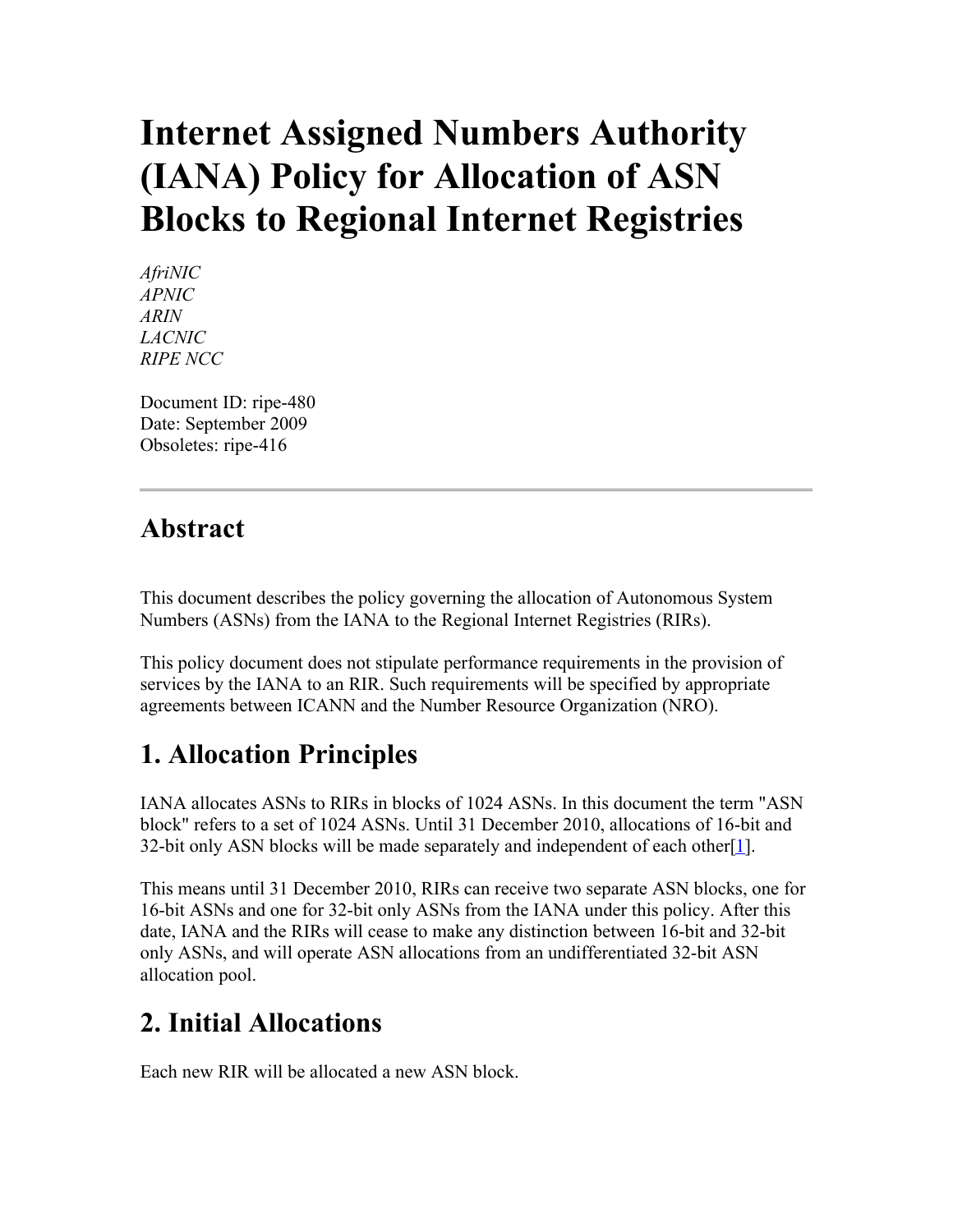# Internet Assigned Numbers Authority (IANA) Policy for Allocation of ASN Blocks to Regional Internet Registries

*AfriNIC*
*APNIC*
*ARIN*
*LACNIC*
*RIPE NCC*

Document ID: ripe-480
Date: September 2009
Obsoletes: ripe-416

---

## Abstract

This document describes the policy governing the allocation of Autonomous System Numbers (ASNs) from the IANA to the Regional Internet Registries (RIRs).

This policy document does not stipulate performance requirements in the provision of services by the IANA to an RIR. Such requirements will be specified by appropriate agreements between ICANN and the Number Resource Organization (NRO).

## 1. Allocation Principles

IANA allocates ASNs to RIRs in blocks of 1024 ASNs. In this document the term "ASN block" refers to a set of 1024 ASNs. Until 31 December 2010, allocations of 16-bit and 32-bit only ASN blocks will be made separately and independent of each other[1].

This means until 31 December 2010, RIRs can receive two separate ASN blocks, one for 16-bit ASNs and one for 32-bit only ASNs from the IANA under this policy. After this date, IANA and the RIRs will cease to make any distinction between 16-bit and 32-bit only ASNs, and will operate ASN allocations from an undifferentiated 32-bit ASN allocation pool.

## 2. Initial Allocations

Each new RIR will be allocated a new ASN block.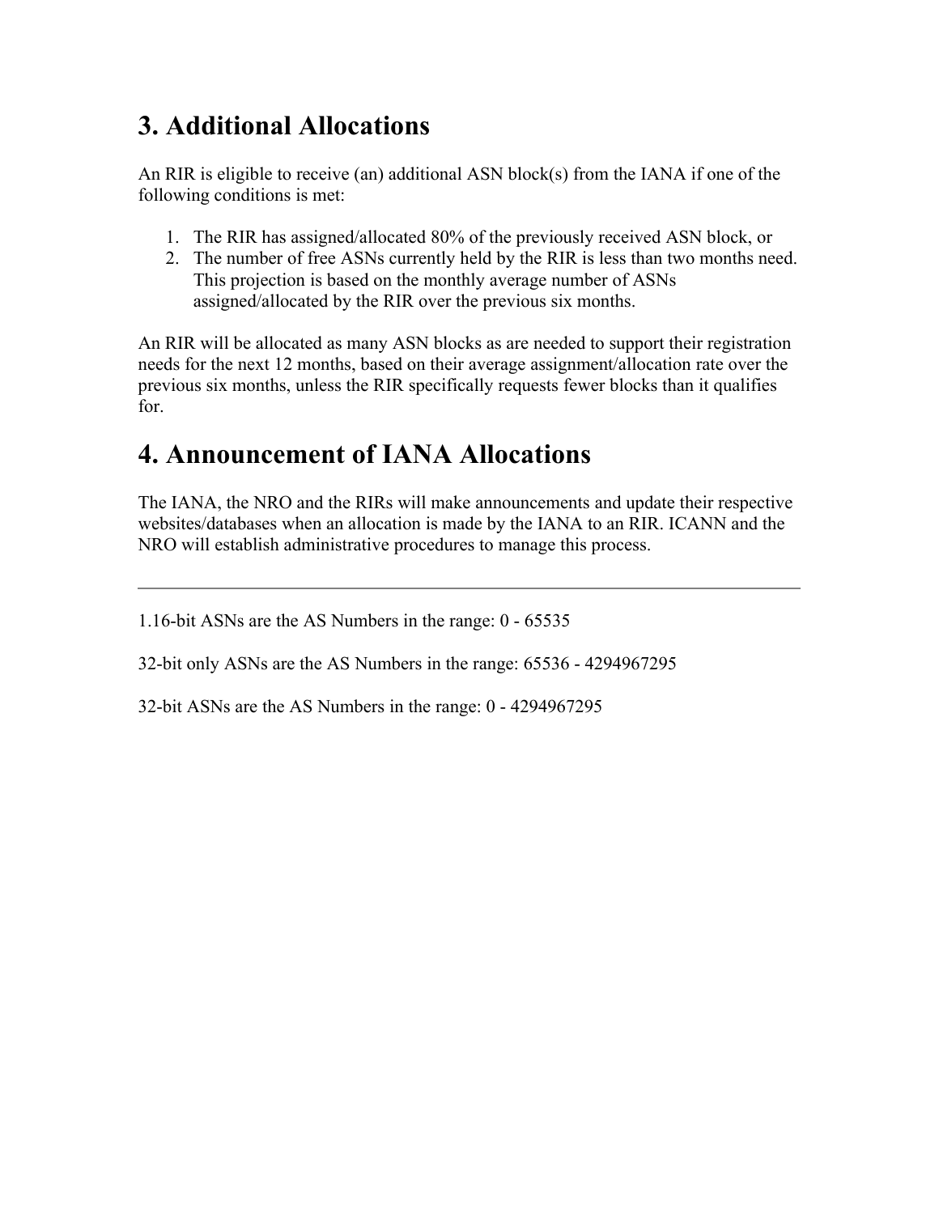## 3. Additional Allocations

An RIR is eligible to receive (an) additional ASN block(s) from the IANA if one of the following conditions is met:

1. The RIR has assigned/allocated 80% of the previously received ASN block, or
2. The number of free ASNs currently held by the RIR is less than two months need. This projection is based on the monthly average number of ASNs assigned/allocated by the RIR over the previous six months.

An RIR will be allocated as many ASN blocks as are needed to support their registration needs for the next 12 months, based on their average assignment/allocation rate over the previous six months, unless the RIR specifically requests fewer blocks than it qualifies for.

## 4. Announcement of IANA Allocations

The IANA, the NRO and the RIRs will make announcements and update their respective websites/databases when an allocation is made by the IANA to an RIR. ICANN and the NRO will establish administrative procedures to manage this process.

---

1.16-bit ASNs are the AS Numbers in the range: 0 - 65535

32-bit only ASNs are the AS Numbers in the range: 65536 - 4294967295

32-bit ASNs are the AS Numbers in the range: 0 - 4294967295